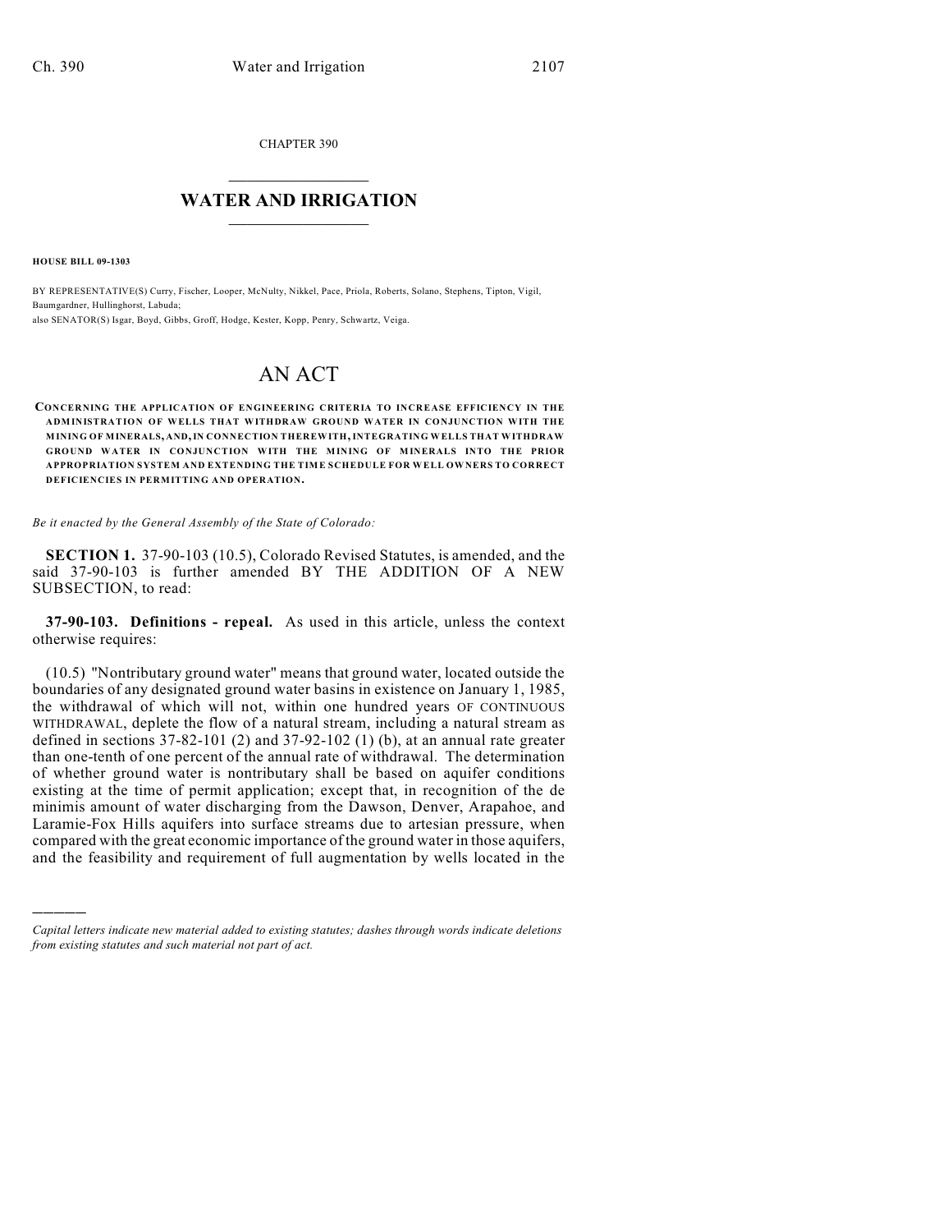CHAPTER 390

# WATER AND IRRIGATION

**HOUSE BILL 09-1303**

BY REPRESENTATIVE(S) Curry, Fischer, Looper, McNulty, Nikkel, Pace, Priola, Roberts, Solano, Stephens, Tipton, Vigil, Baumgardner, Hullinghorst, Labuda;
also SENATOR(S) Isgar, Boyd, Gibbs, Groff, Hodge, Kester, Kopp, Penry, Schwartz, Veiga.

# AN ACT

**CONCERNING THE APPLICATION OF ENGINEERING CRITERIA TO INCREASE EFFICIENCY IN THE ADMINISTRATION OF WELLS THAT WITHDRAW GROUND WATER IN CONJUNCTION WITH THE MINING OF MINERALS, AND, IN CONNECTION THEREWITH, INTEGRATING WELLS THAT WITHDRAW GROUND WATER IN CONJUNCTION WITH THE MINING OF MINERALS INTO THE PRIOR APPROPRIATION SYSTEM AND EXTENDING THE TIME SCHEDULE FOR WELL OWNERS TO CORRECT DEFICIENCIES IN PERMITTING AND OPERATION.**

*Be it enacted by the General Assembly of the State of Colorado:*

**SECTION 1.** 37-90-103 (10.5), Colorado Revised Statutes, is amended, and the said 37-90-103 is further amended BY THE ADDITION OF A NEW SUBSECTION, to read:

**37-90-103. Definitions - repeal.** As used in this article, unless the context otherwise requires:

(10.5) "Nontributary ground water" means that ground water, located outside the boundaries of any designated ground water basins in existence on January 1, 1985, the withdrawal of which will not, within one hundred years OF CONTINUOUS WITHDRAWAL, deplete the flow of a natural stream, including a natural stream as defined in sections 37-82-101 (2) and 37-92-102 (1) (b), at an annual rate greater than one-tenth of one percent of the annual rate of withdrawal. The determination of whether ground water is nontributary shall be based on aquifer conditions existing at the time of permit application; except that, in recognition of the de minimis amount of water discharging from the Dawson, Denver, Arapahoe, and Laramie-Fox Hills aquifers into surface streams due to artesian pressure, when compared with the great economic importance of the ground water in those aquifers, and the feasibility and requirement of full augmentation by wells located in the

*Capital letters indicate new material added to existing statutes; dashes through words indicate deletions from existing statutes and such material not part of act.*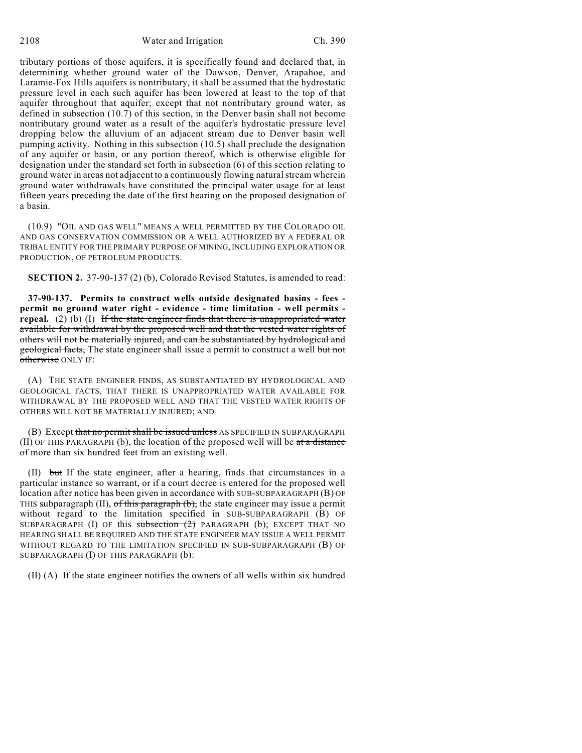tributary portions of those aquifers, it is specifically found and declared that, in determining whether ground water of the Dawson, Denver, Arapahoe, and Laramie-Fox Hills aquifers is nontributary, it shall be assumed that the hydrostatic pressure level in each such aquifer has been lowered at least to the top of that aquifer throughout that aquifer; except that not nontributary ground water, as defined in subsection (10.7) of this section, in the Denver basin shall not become nontributary ground water as a result of the aquifer's hydrostatic pressure level dropping below the alluvium of an adjacent stream due to Denver basin well pumping activity. Nothing in this subsection (10.5) shall preclude the designation of any aquifer or basin, or any portion thereof, which is otherwise eligible for designation under the standard set forth in subsection (6) of this section relating to ground water in areas not adjacent to a continuously flowing natural stream wherein ground water withdrawals have constituted the principal water usage for at least fifteen years preceding the date of the first hearing on the proposed designation of a basin.

(10.9) "OIL AND GAS WELL" MEANS A WELL PERMITTED BY THE COLORADO OIL AND GAS CONSERVATION COMMISSION OR A WELL AUTHORIZED BY A FEDERAL OR TRIBAL ENTITY FOR THE PRIMARY PURPOSE OF MINING, INCLUDING EXPLORATION OR PRODUCTION, OF PETROLEUM PRODUCTS.

**SECTION 2.** 37-90-137 (2) (b), Colorado Revised Statutes, is amended to read:

**37-90-137. Permits to construct wells outside designated basins - fees - permit no ground water right - evidence - time limitation - well permits - repeal.** (2) (b) (I) ~~If the state engineer finds that there is unappropriated water available for withdrawal by the proposed well and that the vested water rights of others will not be materially injured, and can be substantiated by hydrological and geological facts,~~ The state engineer shall issue a permit to construct a well ~~but not otherwise~~ ONLY IF:

(A) THE STATE ENGINEER FINDS, AS SUBSTANTIATED BY HYDROLOGICAL AND GEOLOGICAL FACTS, THAT THERE IS UNAPPROPRIATED WATER AVAILABLE FOR WITHDRAWAL BY THE PROPOSED WELL AND THAT THE VESTED WATER RIGHTS OF OTHERS WILL NOT BE MATERIALLY INJURED; AND

(B) Except ~~that no permit shall be issued unless~~ AS SPECIFIED IN SUBPARAGRAPH (II) OF THIS PARAGRAPH (b), the location of the proposed well will be ~~at a distance of~~ more than six hundred feet from an existing well.

(II) ~~but~~ If the state engineer, after a hearing, finds that circumstances in a particular instance so warrant, or if a court decree is entered for the proposed well location after notice has been given in accordance with SUB-SUBPARAGRAPH (B) OF THIS subparagraph (II), ~~of this paragraph (b),~~ the state engineer may issue a permit without regard to the limitation specified in SUB-SUBPARAGRAPH (B) OF SUBPARAGRAPH (I) OF this ~~subsection (2)~~ PARAGRAPH (b); EXCEPT THAT NO HEARING SHALL BE REQUIRED AND THE STATE ENGINEER MAY ISSUE A WELL PERMIT WITHOUT REGARD TO THE LIMITATION SPECIFIED IN SUB-SUBPARAGRAPH (B) OF SUBPARAGRAPH (I) OF THIS PARAGRAPH (b):

~~(II)~~ (A) If the state engineer notifies the owners of all wells within six hundred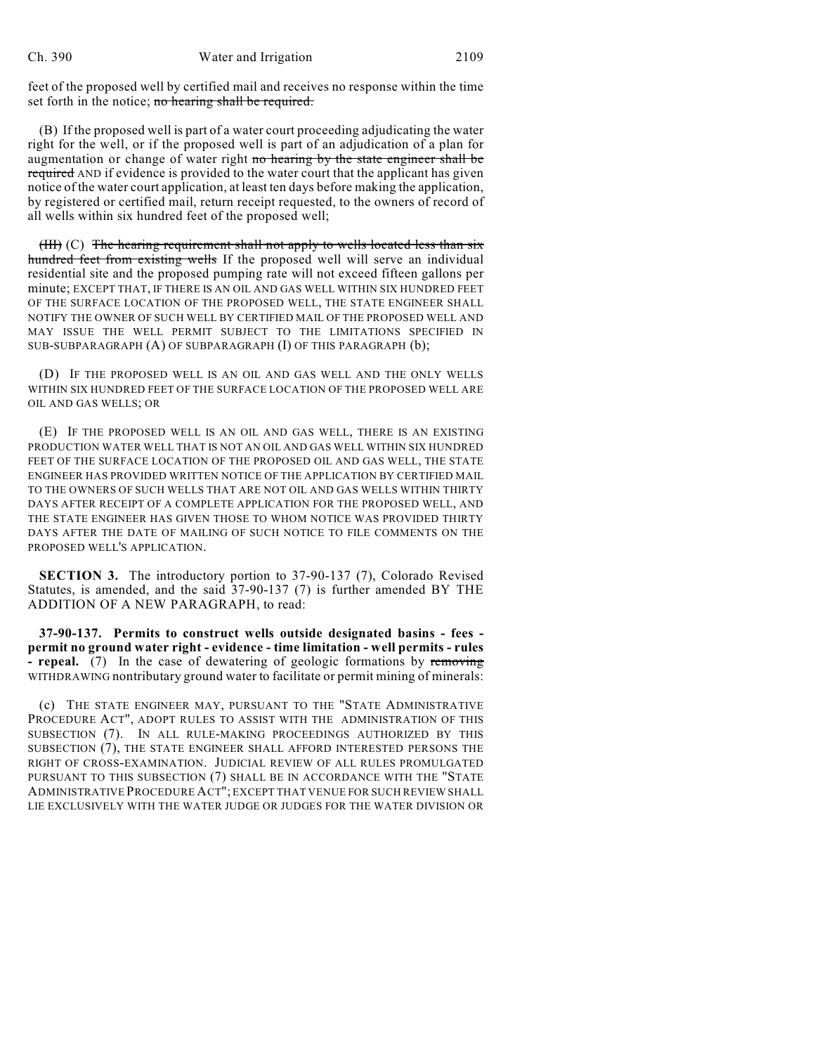feet of the proposed well by certified mail and receives no response within the time set forth in the notice; ~~no hearing shall be required.~~

(B) If the proposed well is part of a water court proceeding adjudicating the water right for the well, or if the proposed well is part of an adjudication of a plan for augmentation or change of water right ~~no hearing by the state engineer shall be required~~ AND if evidence is provided to the water court that the applicant has given notice of the water court application, at least ten days before making the application, by registered or certified mail, return receipt requested, to the owners of record of all wells within six hundred feet of the proposed well;

~~(III)~~ (C) ~~The hearing requirement shall not apply to wells located less than six hundred feet from existing wells~~ If the proposed well will serve an individual residential site and the proposed pumping rate will not exceed fifteen gallons per minute; EXCEPT THAT, IF THERE IS AN OIL AND GAS WELL WITHIN SIX HUNDRED FEET OF THE SURFACE LOCATION OF THE PROPOSED WELL, THE STATE ENGINEER SHALL NOTIFY THE OWNER OF SUCH WELL BY CERTIFIED MAIL OF THE PROPOSED WELL AND MAY ISSUE THE WELL PERMIT SUBJECT TO THE LIMITATIONS SPECIFIED IN SUB-SUBPARAGRAPH (A) OF SUBPARAGRAPH (I) OF THIS PARAGRAPH (b);

(D) IF THE PROPOSED WELL IS AN OIL AND GAS WELL AND THE ONLY WELLS WITHIN SIX HUNDRED FEET OF THE SURFACE LOCATION OF THE PROPOSED WELL ARE OIL AND GAS WELLS; OR

(E) IF THE PROPOSED WELL IS AN OIL AND GAS WELL, THERE IS AN EXISTING PRODUCTION WATER WELL THAT IS NOT AN OIL AND GAS WELL WITHIN SIX HUNDRED FEET OF THE SURFACE LOCATION OF THE PROPOSED OIL AND GAS WELL, THE STATE ENGINEER HAS PROVIDED WRITTEN NOTICE OF THE APPLICATION BY CERTIFIED MAIL TO THE OWNERS OF SUCH WELLS THAT ARE NOT OIL AND GAS WELLS WITHIN THIRTY DAYS AFTER RECEIPT OF A COMPLETE APPLICATION FOR THE PROPOSED WELL, AND THE STATE ENGINEER HAS GIVEN THOSE TO WHOM NOTICE WAS PROVIDED THIRTY DAYS AFTER THE DATE OF MAILING OF SUCH NOTICE TO FILE COMMENTS ON THE PROPOSED WELL'S APPLICATION.

**SECTION 3.** The introductory portion to 37-90-137 (7), Colorado Revised Statutes, is amended, and the said 37-90-137 (7) is further amended BY THE ADDITION OF A NEW PARAGRAPH, to read:

**37-90-137. Permits to construct wells outside designated basins - fees - permit no ground water right - evidence - time limitation - well permits - rules - repeal.** (7) In the case of dewatering of geologic formations by ~~removing~~ WITHDRAWING nontributary ground water to facilitate or permit mining of minerals:

(c) THE STATE ENGINEER MAY, PURSUANT TO THE "STATE ADMINISTRATIVE PROCEDURE ACT", ADOPT RULES TO ASSIST WITH THE ADMINISTRATION OF THIS SUBSECTION (7). IN ALL RULE-MAKING PROCEEDINGS AUTHORIZED BY THIS SUBSECTION (7), THE STATE ENGINEER SHALL AFFORD INTERESTED PERSONS THE RIGHT OF CROSS-EXAMINATION. JUDICIAL REVIEW OF ALL RULES PROMULGATED PURSUANT TO THIS SUBSECTION (7) SHALL BE IN ACCORDANCE WITH THE "STATE ADMINISTRATIVE PROCEDURE ACT"; EXCEPT THAT VENUE FOR SUCH REVIEW SHALL LIE EXCLUSIVELY WITH THE WATER JUDGE OR JUDGES FOR THE WATER DIVISION OR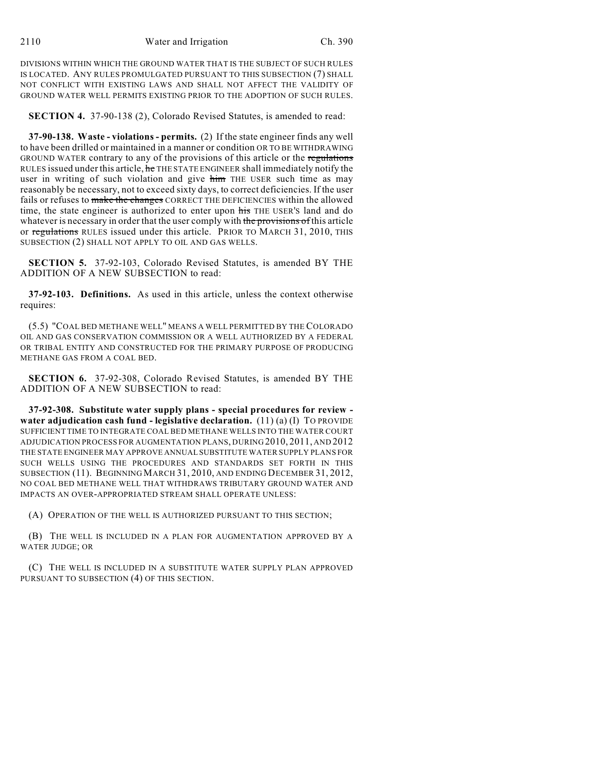DIVISIONS WITHIN WHICH THE GROUND WATER THAT IS THE SUBJECT OF SUCH RULES IS LOCATED. ANY RULES PROMULGATED PURSUANT TO THIS SUBSECTION (7) SHALL NOT CONFLICT WITH EXISTING LAWS AND SHALL NOT AFFECT THE VALIDITY OF GROUND WATER WELL PERMITS EXISTING PRIOR TO THE ADOPTION OF SUCH RULES.

**SECTION 4.** 37-90-138 (2), Colorado Revised Statutes, is amended to read:

**37-90-138. Waste - violations - permits.** (2) If the state engineer finds any well to have been drilled or maintained in a manner or condition OR TO BE WITHDRAWING GROUND WATER contrary to any of the provisions of this article or the ~~regulations~~ RULES issued under this article, ~~he~~ THE STATE ENGINEER shall immediately notify the user in writing of such violation and give ~~him~~ THE USER such time as may reasonably be necessary, not to exceed sixty days, to correct deficiencies. If the user fails or refuses to ~~make the changes~~ CORRECT THE DEFICIENCIES within the allowed time, the state engineer is authorized to enter upon ~~his~~ THE USER'S land and do whatever is necessary in order that the user comply with ~~the provisions of~~ this article or ~~regulations~~ RULES issued under this article. PRIOR TO MARCH 31, 2010, THIS SUBSECTION (2) SHALL NOT APPLY TO OIL AND GAS WELLS.

**SECTION 5.** 37-92-103, Colorado Revised Statutes, is amended BY THE ADDITION OF A NEW SUBSECTION to read:

**37-92-103. Definitions.** As used in this article, unless the context otherwise requires:

(5.5) "COAL BED METHANE WELL" MEANS A WELL PERMITTED BY THE COLORADO OIL AND GAS CONSERVATION COMMISSION OR A WELL AUTHORIZED BY A FEDERAL OR TRIBAL ENTITY AND CONSTRUCTED FOR THE PRIMARY PURPOSE OF PRODUCING METHANE GAS FROM A COAL BED.

**SECTION 6.** 37-92-308, Colorado Revised Statutes, is amended BY THE ADDITION OF A NEW SUBSECTION to read:

**37-92-308. Substitute water supply plans - special procedures for review - water adjudication cash fund - legislative declaration.** (11) (a) (I) TO PROVIDE SUFFICIENT TIME TO INTEGRATE COAL BED METHANE WELLS INTO THE WATER COURT ADJUDICATION PROCESS FOR AUGMENTATION PLANS, DURING 2010, 2011, AND 2012 THE STATE ENGINEER MAY APPROVE ANNUAL SUBSTITUTE WATER SUPPLY PLANS FOR SUCH WELLS USING THE PROCEDURES AND STANDARDS SET FORTH IN THIS SUBSECTION (11). BEGINNING MARCH 31, 2010, AND ENDING DECEMBER 31, 2012, NO COAL BED METHANE WELL THAT WITHDRAWS TRIBUTARY GROUND WATER AND IMPACTS AN OVER-APPROPRIATED STREAM SHALL OPERATE UNLESS:

(A) OPERATION OF THE WELL IS AUTHORIZED PURSUANT TO THIS SECTION;

(B) THE WELL IS INCLUDED IN A PLAN FOR AUGMENTATION APPROVED BY A WATER JUDGE; OR

(C) THE WELL IS INCLUDED IN A SUBSTITUTE WATER SUPPLY PLAN APPROVED PURSUANT TO SUBSECTION (4) OF THIS SECTION.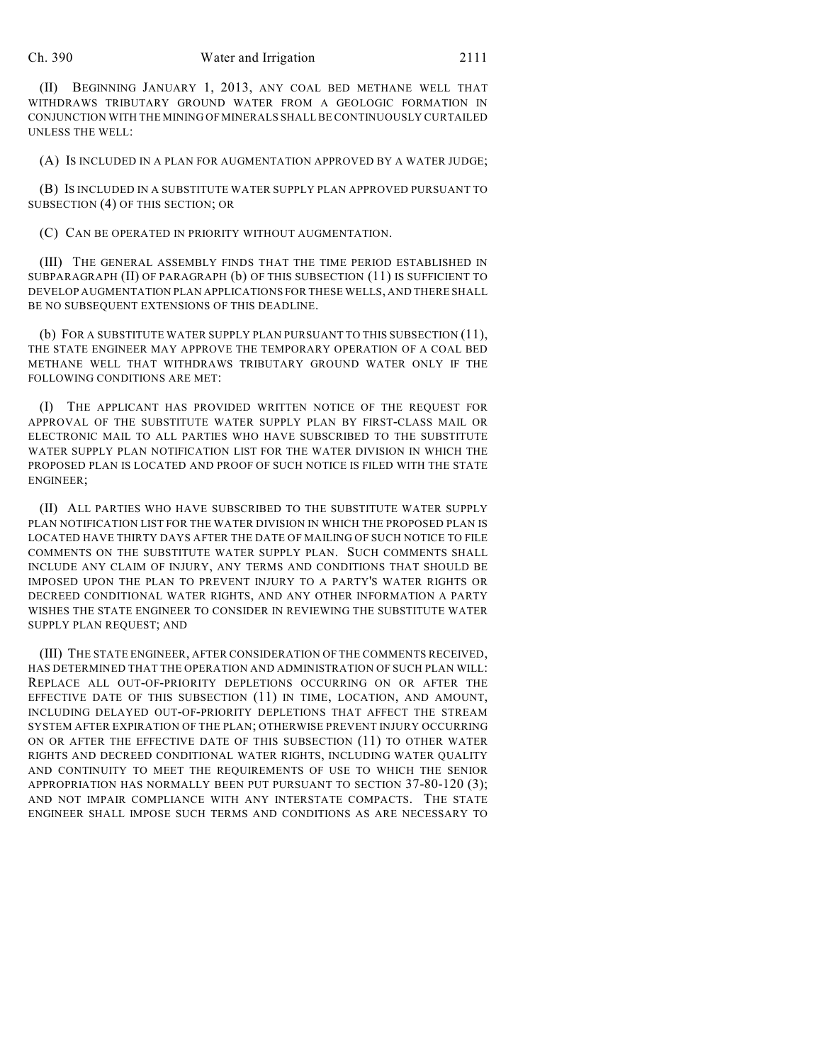(II) BEGINNING JANUARY 1, 2013, ANY COAL BED METHANE WELL THAT WITHDRAWS TRIBUTARY GROUND WATER FROM A GEOLOGIC FORMATION IN CONJUNCTION WITH THE MINING OF MINERALS SHALL BE CONTINUOUSLY CURTAILED UNLESS THE WELL:

(A) IS INCLUDED IN A PLAN FOR AUGMENTATION APPROVED BY A WATER JUDGE;

(B) IS INCLUDED IN A SUBSTITUTE WATER SUPPLY PLAN APPROVED PURSUANT TO SUBSECTION (4) OF THIS SECTION; OR

(C) CAN BE OPERATED IN PRIORITY WITHOUT AUGMENTATION.

(III) THE GENERAL ASSEMBLY FINDS THAT THE TIME PERIOD ESTABLISHED IN SUBPARAGRAPH (II) OF PARAGRAPH (b) OF THIS SUBSECTION (11) IS SUFFICIENT TO DEVELOP AUGMENTATION PLAN APPLICATIONS FOR THESE WELLS, AND THERE SHALL BE NO SUBSEQUENT EXTENSIONS OF THIS DEADLINE.

(b) FOR A SUBSTITUTE WATER SUPPLY PLAN PURSUANT TO THIS SUBSECTION (11), THE STATE ENGINEER MAY APPROVE THE TEMPORARY OPERATION OF A COAL BED METHANE WELL THAT WITHDRAWS TRIBUTARY GROUND WATER ONLY IF THE FOLLOWING CONDITIONS ARE MET:

(I) THE APPLICANT HAS PROVIDED WRITTEN NOTICE OF THE REQUEST FOR APPROVAL OF THE SUBSTITUTE WATER SUPPLY PLAN BY FIRST-CLASS MAIL OR ELECTRONIC MAIL TO ALL PARTIES WHO HAVE SUBSCRIBED TO THE SUBSTITUTE WATER SUPPLY PLAN NOTIFICATION LIST FOR THE WATER DIVISION IN WHICH THE PROPOSED PLAN IS LOCATED AND PROOF OF SUCH NOTICE IS FILED WITH THE STATE ENGINEER;

(II) ALL PARTIES WHO HAVE SUBSCRIBED TO THE SUBSTITUTE WATER SUPPLY PLAN NOTIFICATION LIST FOR THE WATER DIVISION IN WHICH THE PROPOSED PLAN IS LOCATED HAVE THIRTY DAYS AFTER THE DATE OF MAILING OF SUCH NOTICE TO FILE COMMENTS ON THE SUBSTITUTE WATER SUPPLY PLAN. SUCH COMMENTS SHALL INCLUDE ANY CLAIM OF INJURY, ANY TERMS AND CONDITIONS THAT SHOULD BE IMPOSED UPON THE PLAN TO PREVENT INJURY TO A PARTY'S WATER RIGHTS OR DECREED CONDITIONAL WATER RIGHTS, AND ANY OTHER INFORMATION A PARTY WISHES THE STATE ENGINEER TO CONSIDER IN REVIEWING THE SUBSTITUTE WATER SUPPLY PLAN REQUEST; AND

(III) THE STATE ENGINEER, AFTER CONSIDERATION OF THE COMMENTS RECEIVED, HAS DETERMINED THAT THE OPERATION AND ADMINISTRATION OF SUCH PLAN WILL: REPLACE ALL OUT-OF-PRIORITY DEPLETIONS OCCURRING ON OR AFTER THE EFFECTIVE DATE OF THIS SUBSECTION (11) IN TIME, LOCATION, AND AMOUNT, INCLUDING DELAYED OUT-OF-PRIORITY DEPLETIONS THAT AFFECT THE STREAM SYSTEM AFTER EXPIRATION OF THE PLAN; OTHERWISE PREVENT INJURY OCCURRING ON OR AFTER THE EFFECTIVE DATE OF THIS SUBSECTION (11) TO OTHER WATER RIGHTS AND DECREED CONDITIONAL WATER RIGHTS, INCLUDING WATER QUALITY AND CONTINUITY TO MEET THE REQUIREMENTS OF USE TO WHICH THE SENIOR APPROPRIATION HAS NORMALLY BEEN PUT PURSUANT TO SECTION 37-80-120 (3); AND NOT IMPAIR COMPLIANCE WITH ANY INTERSTATE COMPACTS. THE STATE ENGINEER SHALL IMPOSE SUCH TERMS AND CONDITIONS AS ARE NECESSARY TO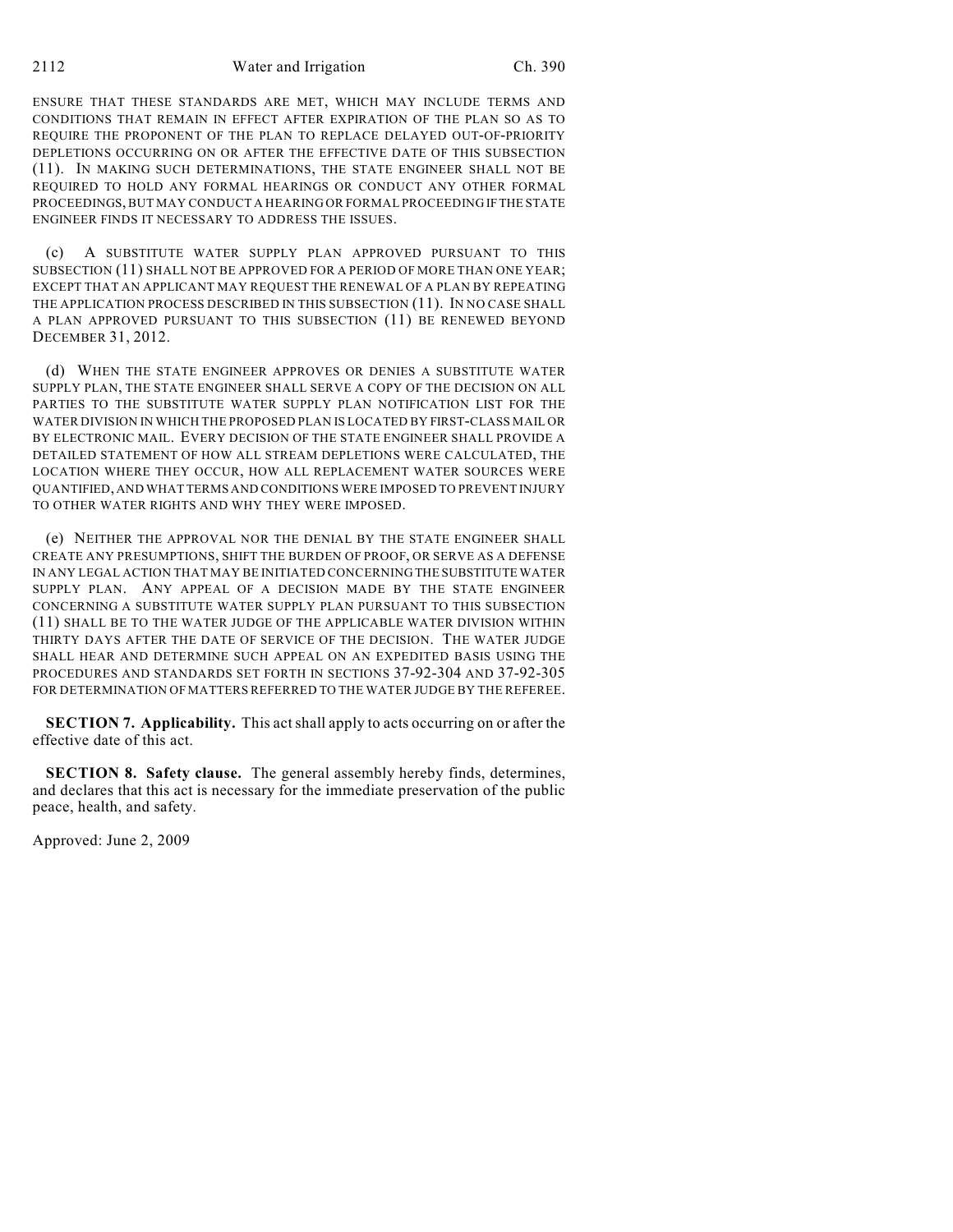ENSURE THAT THESE STANDARDS ARE MET, WHICH MAY INCLUDE TERMS AND CONDITIONS THAT REMAIN IN EFFECT AFTER EXPIRATION OF THE PLAN SO AS TO REQUIRE THE PROPONENT OF THE PLAN TO REPLACE DELAYED OUT-OF-PRIORITY DEPLETIONS OCCURRING ON OR AFTER THE EFFECTIVE DATE OF THIS SUBSECTION (11). IN MAKING SUCH DETERMINATIONS, THE STATE ENGINEER SHALL NOT BE REQUIRED TO HOLD ANY FORMAL HEARINGS OR CONDUCT ANY OTHER FORMAL PROCEEDINGS, BUT MAY CONDUCT A HEARING OR FORMAL PROCEEDING IF THE STATE ENGINEER FINDS IT NECESSARY TO ADDRESS THE ISSUES.

(c) A SUBSTITUTE WATER SUPPLY PLAN APPROVED PURSUANT TO THIS SUBSECTION (11) SHALL NOT BE APPROVED FOR A PERIOD OF MORE THAN ONE YEAR; EXCEPT THAT AN APPLICANT MAY REQUEST THE RENEWAL OF A PLAN BY REPEATING THE APPLICATION PROCESS DESCRIBED IN THIS SUBSECTION (11). IN NO CASE SHALL A PLAN APPROVED PURSUANT TO THIS SUBSECTION (11) BE RENEWED BEYOND DECEMBER 31, 2012.

(d) WHEN THE STATE ENGINEER APPROVES OR DENIES A SUBSTITUTE WATER SUPPLY PLAN, THE STATE ENGINEER SHALL SERVE A COPY OF THE DECISION ON ALL PARTIES TO THE SUBSTITUTE WATER SUPPLY PLAN NOTIFICATION LIST FOR THE WATER DIVISION IN WHICH THE PROPOSED PLAN IS LOCATED BY FIRST-CLASS MAIL OR BY ELECTRONIC MAIL. EVERY DECISION OF THE STATE ENGINEER SHALL PROVIDE A DETAILED STATEMENT OF HOW ALL STREAM DEPLETIONS WERE CALCULATED, THE LOCATION WHERE THEY OCCUR, HOW ALL REPLACEMENT WATER SOURCES WERE QUANTIFIED, AND WHAT TERMS AND CONDITIONS WERE IMPOSED TO PREVENT INJURY TO OTHER WATER RIGHTS AND WHY THEY WERE IMPOSED.

(e) NEITHER THE APPROVAL NOR THE DENIAL BY THE STATE ENGINEER SHALL CREATE ANY PRESUMPTIONS, SHIFT THE BURDEN OF PROOF, OR SERVE AS A DEFENSE IN ANY LEGAL ACTION THAT MAY BE INITIATED CONCERNING THE SUBSTITUTE WATER SUPPLY PLAN. ANY APPEAL OF A DECISION MADE BY THE STATE ENGINEER CONCERNING A SUBSTITUTE WATER SUPPLY PLAN PURSUANT TO THIS SUBSECTION (11) SHALL BE TO THE WATER JUDGE OF THE APPLICABLE WATER DIVISION WITHIN THIRTY DAYS AFTER THE DATE OF SERVICE OF THE DECISION. THE WATER JUDGE SHALL HEAR AND DETERMINE SUCH APPEAL ON AN EXPEDITED BASIS USING THE PROCEDURES AND STANDARDS SET FORTH IN SECTIONS 37-92-304 AND 37-92-305 FOR DETERMINATION OF MATTERS REFERRED TO THE WATER JUDGE BY THE REFEREE.

**SECTION 7. Applicability.** This act shall apply to acts occurring on or after the effective date of this act.

**SECTION 8. Safety clause.** The general assembly hereby finds, determines, and declares that this act is necessary for the immediate preservation of the public peace, health, and safety.

Approved: June 2, 2009